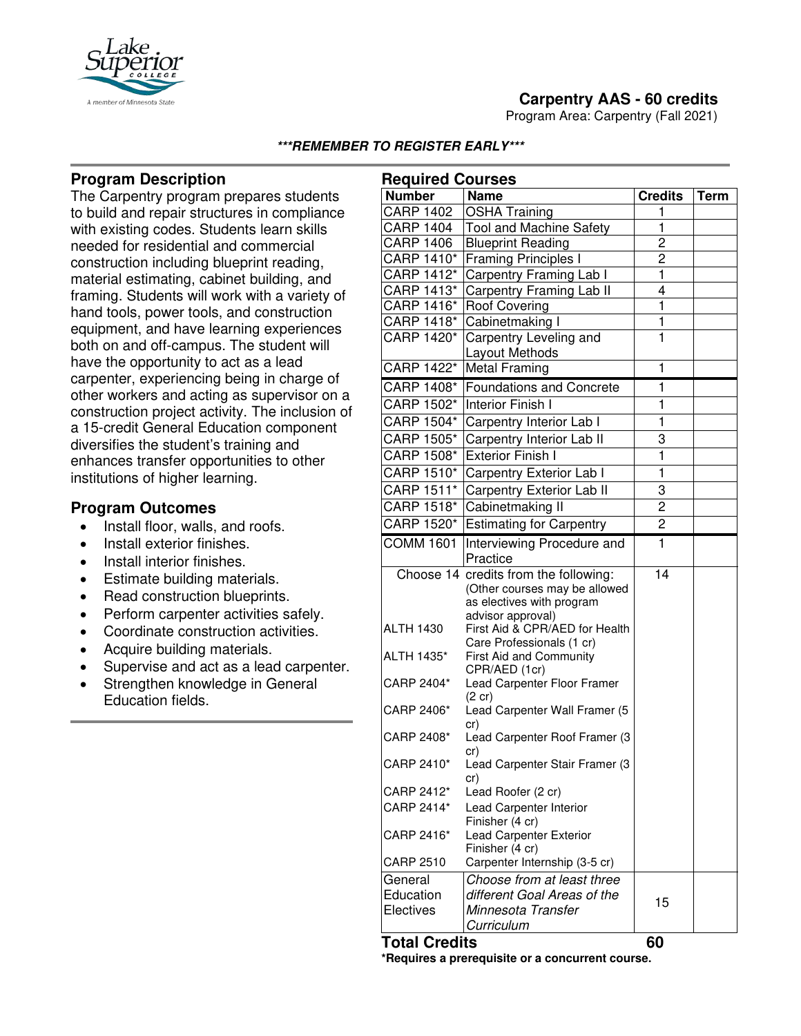# Carpentry AAS - 60 credits

Program Area: Carpentry (Fall 2021)

***REMEMBER TO REGISTER EARLY***

## Program Description

The Carpentry program prepares students to build and repair structures in compliance with existing codes. Students learn skills needed for residential and commercial construction including blueprint reading, material estimating, cabinet building, and framing. Students will work with a variety of hand tools, power tools, and construction equipment, and have learning experiences both on and off-campus. The student will have the opportunity to act as a lead carpenter, experiencing being in charge of other workers and acting as supervisor on a construction project activity. The inclusion of a 15-credit General Education component diversifies the student's training and enhances transfer opportunities to other institutions of higher learning.

## Program Outcomes

- Install floor, walls, and roofs.
- Install exterior finishes.
- Install interior finishes.
- Estimate building materials.
- Read construction blueprints.
- Perform carpenter activities safely.
- Coordinate construction activities.
- Acquire building materials.
- Supervise and act as a lead carpenter.
- Strengthen knowledge in General Education fields.

## Required Courses

| Number | Name | Credits | Term |
|---|---|---|---|
| CARP 1402 | OSHA Training | 1 | |
| CARP 1404 | Tool and Machine Safety | 1 | |
| CARP 1406 | Blueprint Reading | 2 | |
| CARP 1410* | Framing Principles I | 2 | |
| CARP 1412* | Carpentry Framing Lab I | 1 | |
| CARP 1413* | Carpentry Framing Lab II | 4 | |
| CARP 1416* | Roof Covering | 1 | |
| CARP 1418* | Cabinetmaking I | 1 | |
| CARP 1420* | Carpentry Leveling and Layout Methods | 1 | |
| CARP 1422* | Metal Framing | 1 | |
| CARP 1408* | Foundations and Concrete | 1 | |
| CARP 1502* | Interior Finish I | 1 | |
| CARP 1504* | Carpentry Interior Lab I | 1 | |
| CARP 1505* | Carpentry Interior Lab II | 3 | |
| CARP 1508* | Exterior Finish I | 1 | |
| CARP 1510* | Carpentry Exterior Lab I | 1 | |
| CARP 1511* | Carpentry Exterior Lab II | 3 | |
| CARP 1518* | Cabinetmaking II | 2 | |
| CARP 1520* | Estimating for Carpentry | 2 | |
| COMM 1601 | Interviewing Procedure and Practice | 1 | |
| Choose 14 | credits from the following: (Other courses may be allowed as electives with program advisor approval) | 14 | |
| ALTH 1430 | First Aid & CPR/AED for Health Care Professionals (1 cr) | | |
| ALTH 1435* | First Aid and Community CPR/AED (1cr) | | |
| CARP 2404* | Lead Carpenter Floor Framer (2 cr) | | |
| CARP 2406* | Lead Carpenter Wall Framer (5 cr) | | |
| CARP 2408* | Lead Carpenter Roof Framer (3 cr) | | |
| CARP 2410* | Lead Carpenter Stair Framer (3 cr) | | |
| CARP 2412* | Lead Roofer (2 cr) | | |
| CARP 2414* | Lead Carpenter Interior Finisher (4 cr) | | |
| CARP 2416* | Lead Carpenter Exterior Finisher (4 cr) | | |
| CARP 2510 | Carpenter Internship (3-5 cr) | | |
| General Education Electives | *Choose from at least three different Goal Areas of the Minnesota Transfer Curriculum* | 15 | |
| **Total Credits** | | **60** | |

***Requires a prerequisite or a concurrent course.**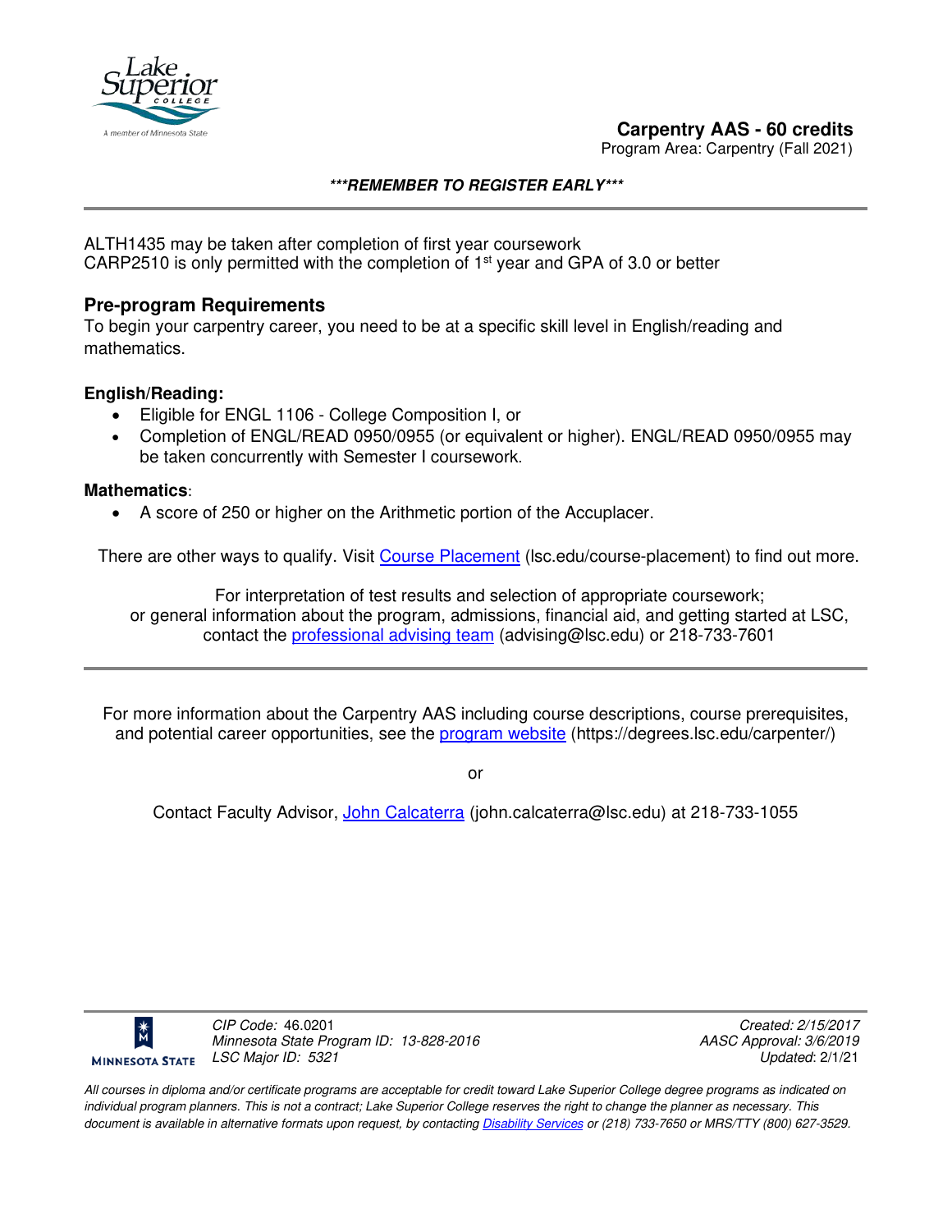**Carpentry AAS - 60 credits**
Program Area: Carpentry (Fall 2021)

***\*\*\*REMEMBER TO REGISTER EARLY\*\*\****

ALTH1435 may be taken after completion of first year coursework
CARP2510 is only permitted with the completion of 1st year and GPA of 3.0 or better

## Pre-program Requirements

To begin your carpentry career, you need to be at a specific skill level in English/reading and mathematics.

### English/Reading:

- Eligible for ENGL 1106 - College Composition I, or
- Completion of ENGL/READ 0950/0955 (or equivalent or higher). ENGL/READ 0950/0955 may be taken concurrently with Semester I coursework.

### Mathematics:

- A score of 250 or higher on the Arithmetic portion of the Accuplacer.

There are other ways to qualify. Visit Course Placement (lsc.edu/course-placement) to find out more.

For interpretation of test results and selection of appropriate coursework; or general information about the program, admissions, financial aid, and getting started at LSC, contact the professional advising team (advising@lsc.edu) or 218-733-7601

---

For more information about the Carpentry AAS including course descriptions, course prerequisites, and potential career opportunities, see the program website (https://degrees.lsc.edu/carpenter/)

or

Contact Faculty Advisor, John Calcaterra (john.calcaterra@lsc.edu) at 218-733-1055

*CIP Code:* 46.0201
*Minnesota State Program ID: 13-828-2016*
*LSC Major ID: 5321*

*Created: 2/15/2017*
*AASC Approval: 3/6/2019*
*Updated*: 2/1/21

*All courses in diploma and/or certificate programs are acceptable for credit toward Lake Superior College degree programs as indicated on individual program planners. This is not a contract; Lake Superior College reserves the right to change the planner as necessary. This document is available in alternative formats upon request, by contacting Disability Services or (218) 733-7650 or MRS/TTY (800) 627-3529.*